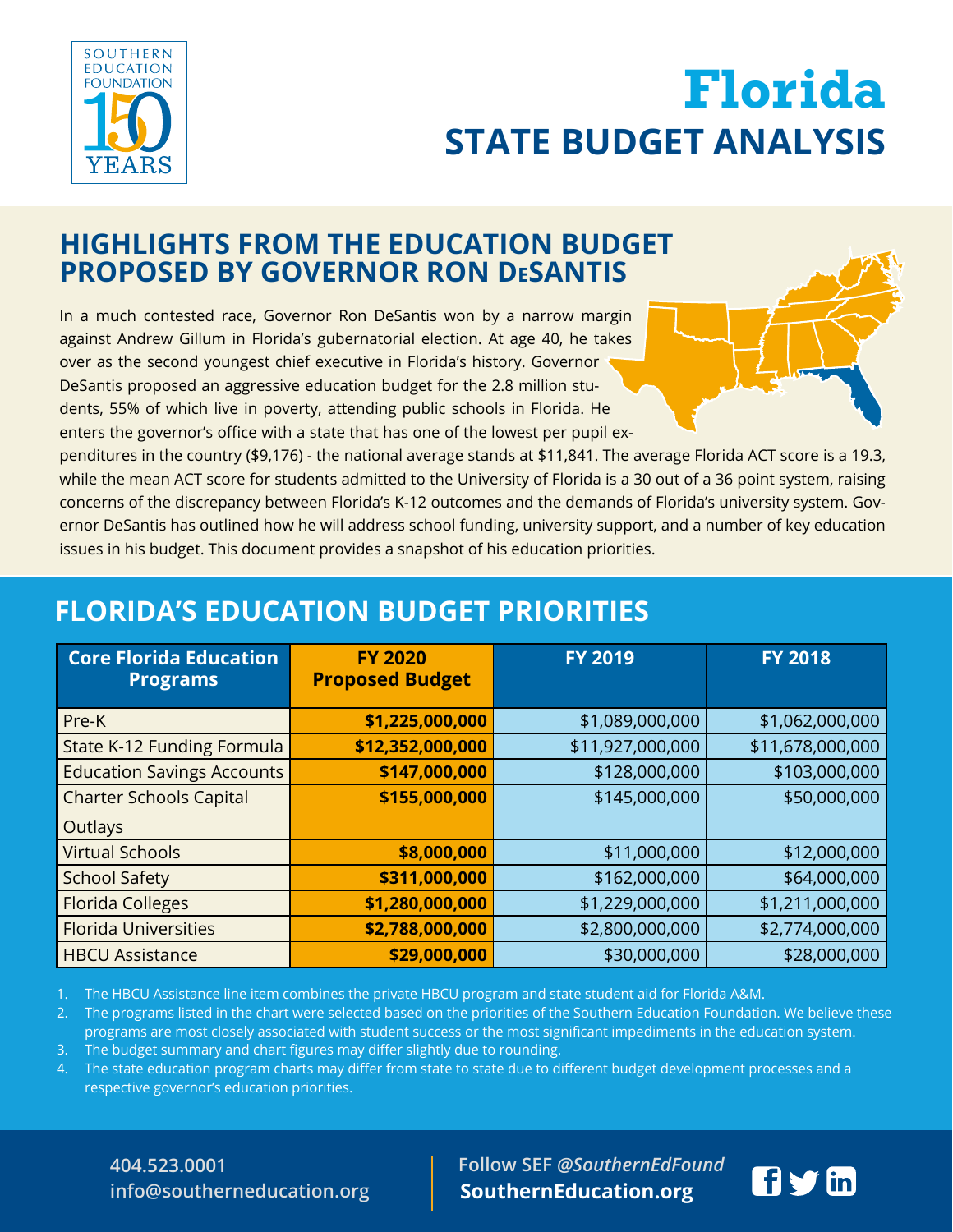SOUTHERN EDUCATION FOUNDATION 150 YEARS

# Florida
## STATE BUDGET ANALYSIS

## HIGHLIGHTS FROM THE EDUCATION BUDGET PROPOSED BY GOVERNOR RON DeSANTIS

In a much contested race, Governor Ron DeSantis won by a narrow margin against Andrew Gillum in Florida's gubernatorial election. At age 40, he takes over as the second youngest chief executive in Florida's history. Governor DeSantis proposed an aggressive education budget for the 2.8 million students, 55% of which live in poverty, attending public schools in Florida. He enters the governor's office with a state that has one of the lowest per pupil expenditures in the country ($9,176) - the national average stands at $11,841. The average Florida ACT score is a 19.3, while the mean ACT score for students admitted to the University of Florida is a 30 out of a 36 point system, raising concerns of the discrepancy between Florida's K-12 outcomes and the demands of Florida's university system. Governor DeSantis has outlined how he will address school funding, university support, and a number of key education issues in his budget. This document provides a snapshot of his education priorities.

## FLORIDA'S EDUCATION BUDGET PRIORITIES

| Core Florida Education Programs | FY 2020 Proposed Budget | FY 2019 | FY 2018 |
|---|---|---|---|
| Pre-K | **$1,225,000,000** | $1,089,000,000 | $1,062,000,000 |
| State K-12 Funding Formula | **$12,352,000,000** | $11,927,000,000 | $11,678,000,000 |
| Education Savings Accounts | **$147,000,000** | $128,000,000 | $103,000,000 |
| Charter Schools Capital Outlays | **$155,000,000** | $145,000,000 | $50,000,000 |
| Virtual Schools | **$8,000,000** | $11,000,000 | $12,000,000 |
| School Safety | **$311,000,000** | $162,000,000 | $64,000,000 |
| Florida Colleges | **$1,280,000,000** | $1,229,000,000 | $1,211,000,000 |
| Florida Universities | **$2,788,000,000** | $2,800,000,000 | $2,774,000,000 |
| HBCU Assistance | **$29,000,000** | $30,000,000 | $28,000,000 |

1. The HBCU Assistance line item combines the private HBCU program and state student aid for Florida A&M.
2. The programs listed in the chart were selected based on the priorities of the Southern Education Foundation. We believe these programs are most closely associated with student success or the most significant impediments in the education system.
3. The budget summary and chart figures may differ slightly due to rounding.
4. The state education program charts may differ from state to state due to different budget development processes and a respective governor's education priorities.

404.523.0001
info@southerneducation.org

Follow SEF *@SouthernEdFound*
**SouthernEducation.org**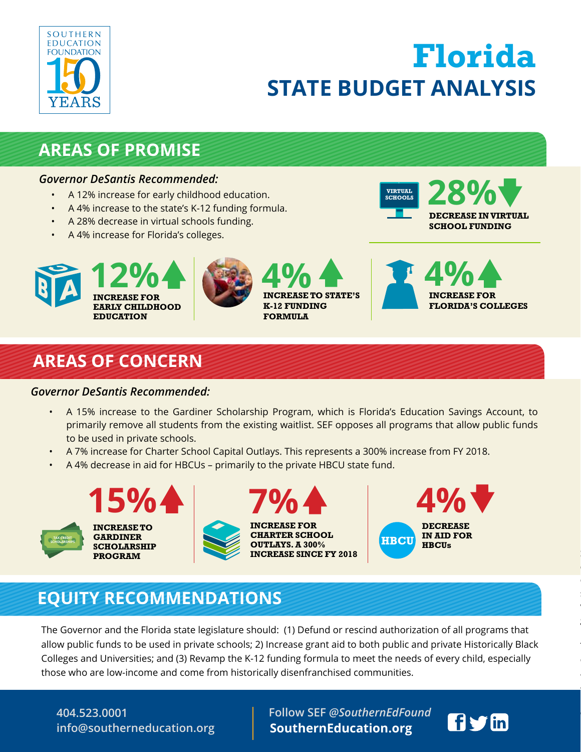SOUTHERN EDUCATION FOUNDATION 150 YEARS

# Florida

## STATE BUDGET ANALYSIS

## AREAS OF PROMISE

*Governor DeSantis Recommended:*

- A 12% increase for early childhood education.
- A 4% increase to the state's K-12 funding formula.
- A 28% decrease in virtual schools funding.
- A 4% increase for Florida's colleges.

VIRTUAL SCHOOLS

**28%** DECREASE IN VIRTUAL SCHOOL FUNDING

**12%** INCREASE FOR EARLY CHILDHOOD EDUCATION

**4%** INCREASE TO STATE'S K-12 FUNDING FORMULA

**4%** INCREASE FOR FLORIDA'S COLLEGES

## AREAS OF CONCERN

*Governor DeSantis Recommended:*

- A 15% increase to the Gardiner Scholarship Program, which is Florida's Education Savings Account, to primarily remove all students from the existing waitlist. SEF opposes all programs that allow public funds to be used in private schools.
- A 7% increase for Charter School Capital Outlays. This represents a 300% increase from FY 2018.
- A 4% decrease in aid for HBCUs – primarily to the private HBCU state fund.

TAX CREDIT SCHOLARSHIPS

**15%** INCREASE TO GARDINER SCHOLARSHIP PROGRAM

**7%** INCREASE FOR CHARTER SCHOOL OUTLAYS. A 300% INCREASE SINCE FY 2018

HBCU

**4%** DECREASE IN AID FOR HBCUs

## EQUITY RECOMMENDATIONS

The Governor and the Florida state legislature should: (1) Defund or rescind authorization of all programs that allow public funds to be used in private schools; 2) Increase grant aid to both public and private Historically Black Colleges and Universities; and (3) Revamp the K-12 funding formula to meet the needs of every child, especially those who are low-income and come from historically disenfranchised communities.

404.523.0001
info@southerneducation.org

Follow SEF *@SouthernEdFound*
**SouthernEducation.org**